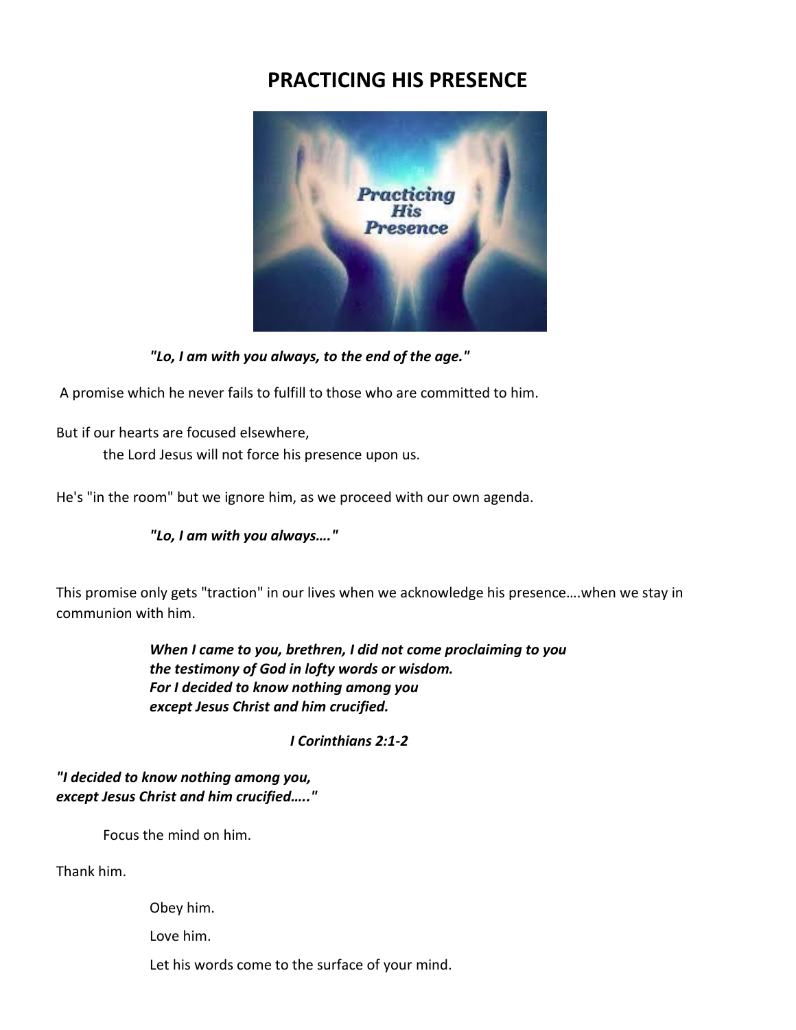# PRACTICING HIS PRESENCE

***"Lo, I am with you always, to the end of the age."***

A promise which he never fails to fulfill to those who are committed to him.

But if our hearts are focused elsewhere,
the Lord Jesus will not force his presence upon us.

He's "in the room" but we ignore him, as we proceed with our own agenda.

***"Lo, I am with you always…."***

This promise only gets "traction" in our lives when we acknowledge his presence….when we stay in communion with him.

***When I came to you, brethren, I did not come proclaiming to you***
***the testimony of God in lofty words or wisdom.***
***For I decided to know nothing among you***
***except Jesus Christ and him crucified.***

***I Corinthians 2:1-2***

***"I decided to know nothing among you,***
***except Jesus Christ and him crucified….."***

Focus the mind on him.

Thank him.

Obey him.

Love him.

Let his words come to the surface of your mind.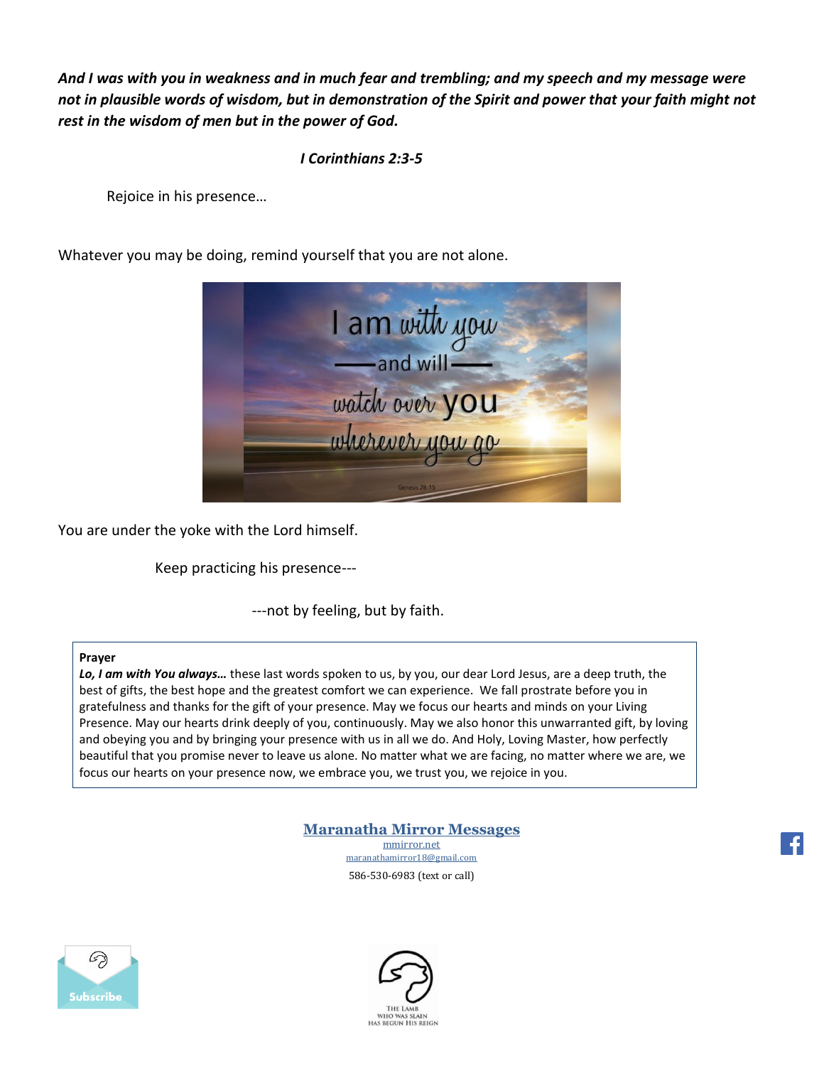***And I was with you in weakness and in much fear and trembling; and my speech and my message were not in plausible words of wisdom, but in demonstration of the Spirit and power that your faith might not rest in the wisdom of men but in the power of God.***

***I Corinthians 2:3-5***

Rejoice in his presence…

Whatever you may be doing, remind yourself that you are not alone.

You are under the yoke with the Lord himself.

Keep practicing his presence---

---not by feeling, but by faith.

**Prayer**

***Lo, I am with You always…*** these last words spoken to us, by you, our dear Lord Jesus, are a deep truth, the best of gifts, the best hope and the greatest comfort we can experience. We fall prostrate before you in gratefulness and thanks for the gift of your presence. May we focus our hearts and minds on your Living Presence. May our hearts drink deeply of you, continuously. May we also honor this unwarranted gift, by loving and obeying you and by bringing your presence with us in all we do. And Holy, Loving Master, how perfectly beautiful that you promise never to leave us alone. No matter what we are facing, no matter where we are, we focus our hearts on your presence now, we embrace you, we trust you, we rejoice in you.

**Maranatha Mirror Messages**

mmirror.net

maranathamirror18@gmail.com

586-530-6983 (text or call)

Subscribe

THE LAMB WHO WAS SLAIN HAS BEGUN HIS REIGN